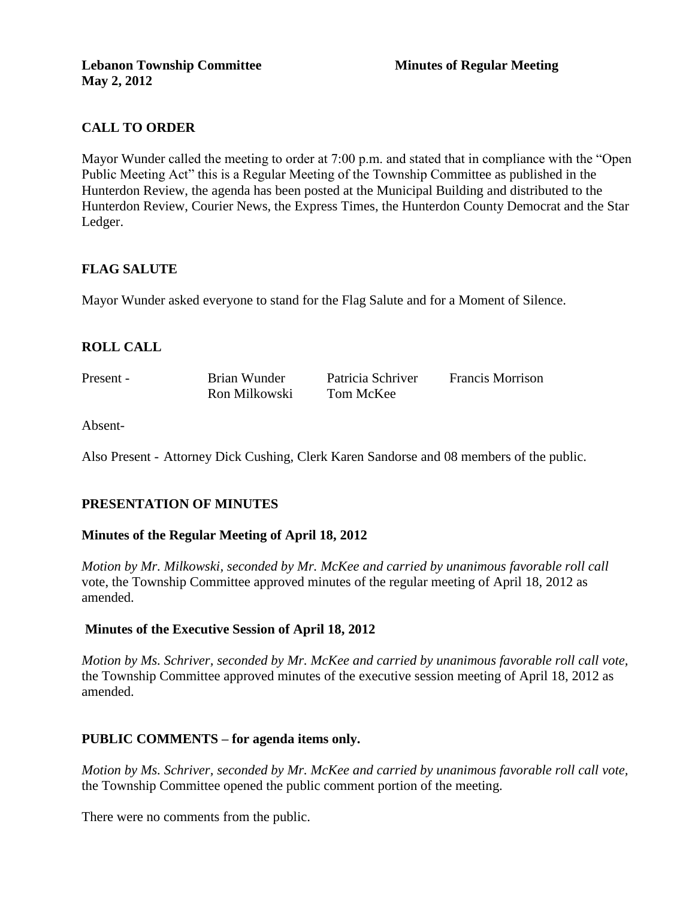**Lebanon Township Committee** **Minutes of Regular Meeting**
**May 2, 2012**

## CALL TO ORDER

Mayor Wunder called the meeting to order at 7:00 p.m. and stated that in compliance with the "Open Public Meeting Act" this is a Regular Meeting of the Township Committee as published in the Hunterdon Review, the agenda has been posted at the Municipal Building and distributed to the Hunterdon Review, Courier News, the Express Times, the Hunterdon County Democrat and the Star Ledger.

## FLAG SALUTE

Mayor Wunder asked everyone to stand for the Flag Salute and for a Moment of Silence.

## ROLL CALL

| | | | |
|---|---|---|---|
| Present - | Brian Wunder | Patricia Schriver | Francis Morrison |
| | Ron Milkowski | Tom McKee | |

Absent-

Also Present - Attorney Dick Cushing, Clerk Karen Sandorse and 08 members of the public.

## PRESENTATION OF MINUTES

### Minutes of the Regular Meeting of April 18, 2012

*Motion by Mr. Milkowski, seconded by Mr. McKee and carried by unanimous favorable roll call* vote, the Township Committee approved minutes of the regular meeting of April 18, 2012 as amended.

### Minutes of the Executive Session of April 18, 2012

*Motion by Ms. Schriver, seconded by Mr. McKee and carried by unanimous favorable roll call vote,* the Township Committee approved minutes of the executive session meeting of April 18, 2012 as amended.

## PUBLIC COMMENTS – for agenda items only.

*Motion by Ms. Schriver, seconded by Mr. McKee and carried by unanimous favorable roll call vote,* the Township Committee opened the public comment portion of the meeting.

There were no comments from the public.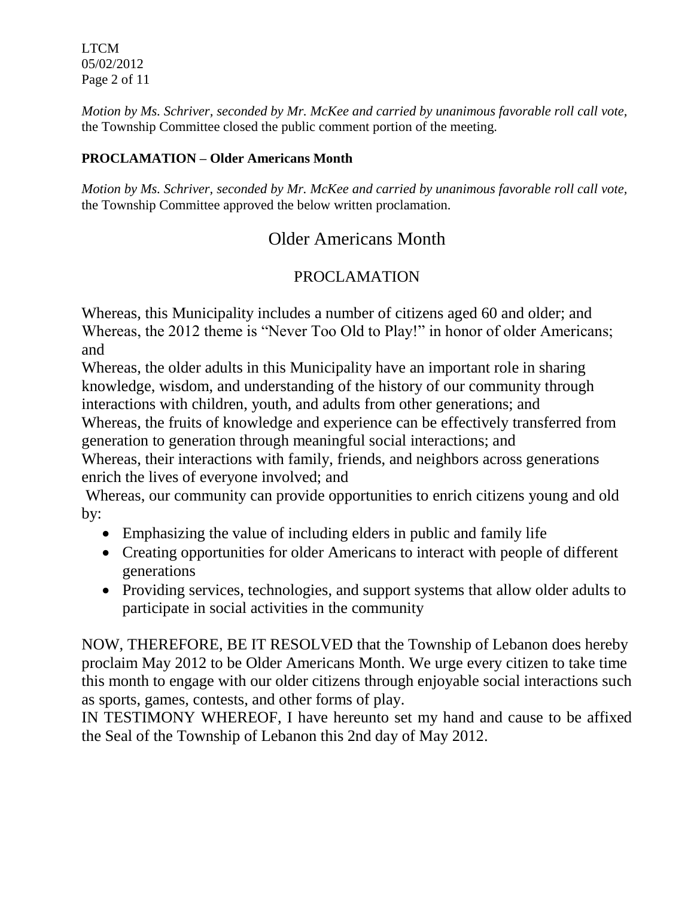*Motion by Ms. Schriver, seconded by Mr. McKee and carried by unanimous favorable roll call vote,* the Township Committee closed the public comment portion of the meeting.

**PROCLAMATION – Older Americans Month**

*Motion by Ms. Schriver, seconded by Mr. McKee and carried by unanimous favorable roll call vote,* the Township Committee approved the below written proclamation.

## Older Americans Month

## PROCLAMATION

Whereas, this Municipality includes a number of citizens aged 60 and older; and
Whereas, the 2012 theme is "Never Too Old to Play!" in honor of older Americans; and
Whereas, the older adults in this Municipality have an important role in sharing knowledge, wisdom, and understanding of the history of our community through interactions with children, youth, and adults from other generations; and
Whereas, the fruits of knowledge and experience can be effectively transferred from generation to generation through meaningful social interactions; and
Whereas, their interactions with family, friends, and neighbors across generations enrich the lives of everyone involved; and
Whereas, our community can provide opportunities to enrich citizens young and old by:

- Emphasizing the value of including elders in public and family life
- Creating opportunities for older Americans to interact with people of different generations
- Providing services, technologies, and support systems that allow older adults to participate in social activities in the community

NOW, THEREFORE, BE IT RESOLVED that the Township of Lebanon does hereby proclaim May 2012 to be Older Americans Month. We urge every citizen to take time this month to engage with our older citizens through enjoyable social interactions such as sports, games, contests, and other forms of play.
IN TESTIMONY WHEREOF, I have hereunto set my hand and cause to be affixed the Seal of the Township of Lebanon this 2nd day of May 2012.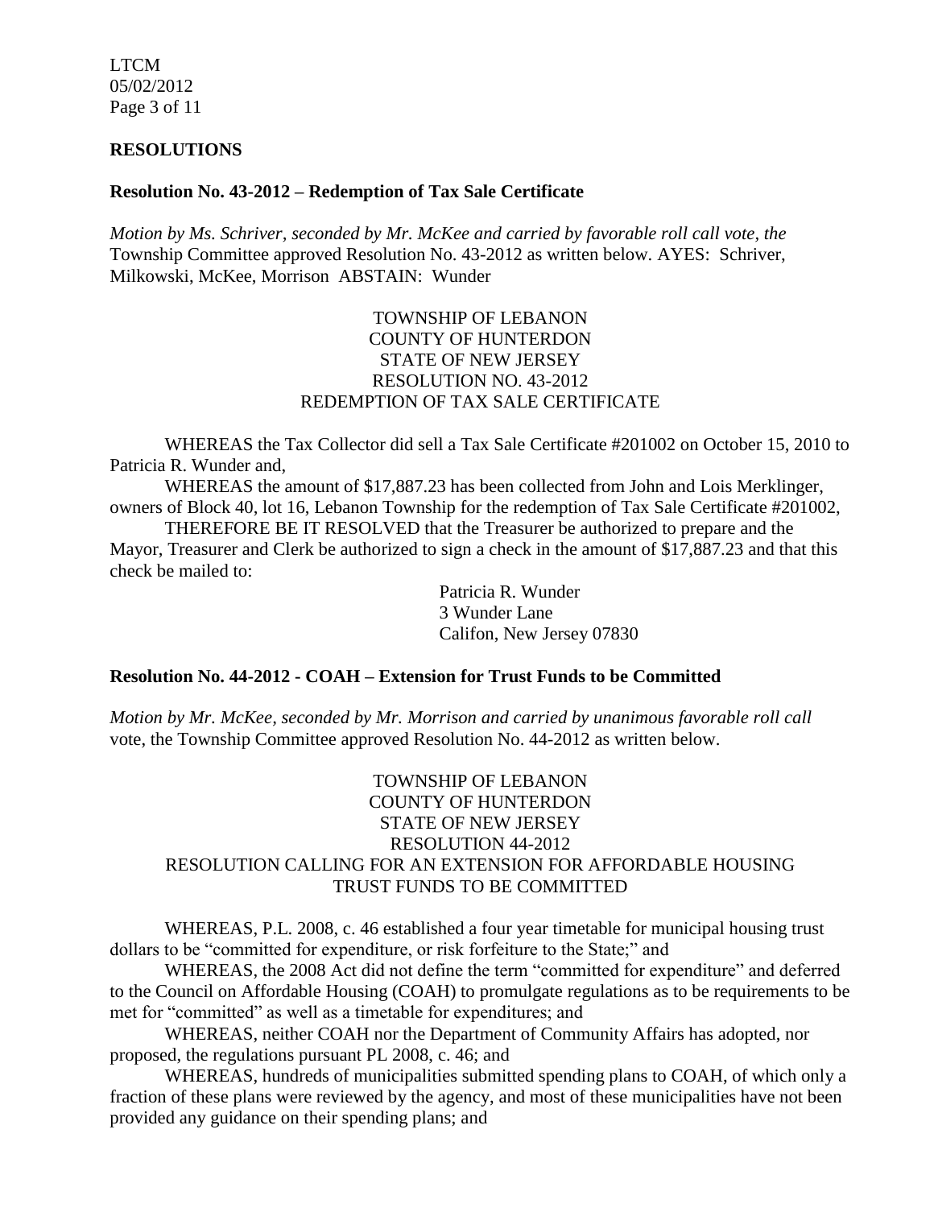## RESOLUTIONS

### Resolution No. 43-2012 – Redemption of Tax Sale Certificate

*Motion by Ms. Schriver, seconded by Mr. McKee and carried by favorable roll call vote, the* Township Committee approved Resolution No. 43-2012 as written below. AYES: Schriver, Milkowski, McKee, Morrison ABSTAIN: Wunder

TOWNSHIP OF LEBANON
COUNTY OF HUNTERDON
STATE OF NEW JERSEY
RESOLUTION NO. 43-2012
REDEMPTION OF TAX SALE CERTIFICATE

WHEREAS the Tax Collector did sell a Tax Sale Certificate #201002 on October 15, 2010 to Patricia R. Wunder and,

WHEREAS the amount of $17,887.23 has been collected from John and Lois Merklinger, owners of Block 40, lot 16, Lebanon Township for the redemption of Tax Sale Certificate #201002,

THEREFORE BE IT RESOLVED that the Treasurer be authorized to prepare and the Mayor, Treasurer and Clerk be authorized to sign a check in the amount of $17,887.23 and that this check be mailed to:

Patricia R. Wunder
3 Wunder Lane
Califon, New Jersey 07830

### Resolution No. 44-2012 - COAH – Extension for Trust Funds to be Committed

*Motion by Mr. McKee, seconded by Mr. Morrison and carried by unanimous favorable roll call* vote, the Township Committee approved Resolution No. 44-2012 as written below.

TOWNSHIP OF LEBANON
COUNTY OF HUNTERDON
STATE OF NEW JERSEY
RESOLUTION 44-2012
RESOLUTION CALLING FOR AN EXTENSION FOR AFFORDABLE HOUSING TRUST FUNDS TO BE COMMITTED

WHEREAS, P.L. 2008, c. 46 established a four year timetable for municipal housing trust dollars to be "committed for expenditure, or risk forfeiture to the State;" and

WHEREAS, the 2008 Act did not define the term "committed for expenditure" and deferred to the Council on Affordable Housing (COAH) to promulgate regulations as to be requirements to be met for "committed" as well as a timetable for expenditures; and

WHEREAS, neither COAH nor the Department of Community Affairs has adopted, nor proposed, the regulations pursuant PL 2008, c. 46; and

WHEREAS, hundreds of municipalities submitted spending plans to COAH, of which only a fraction of these plans were reviewed by the agency, and most of these municipalities have not been provided any guidance on their spending plans; and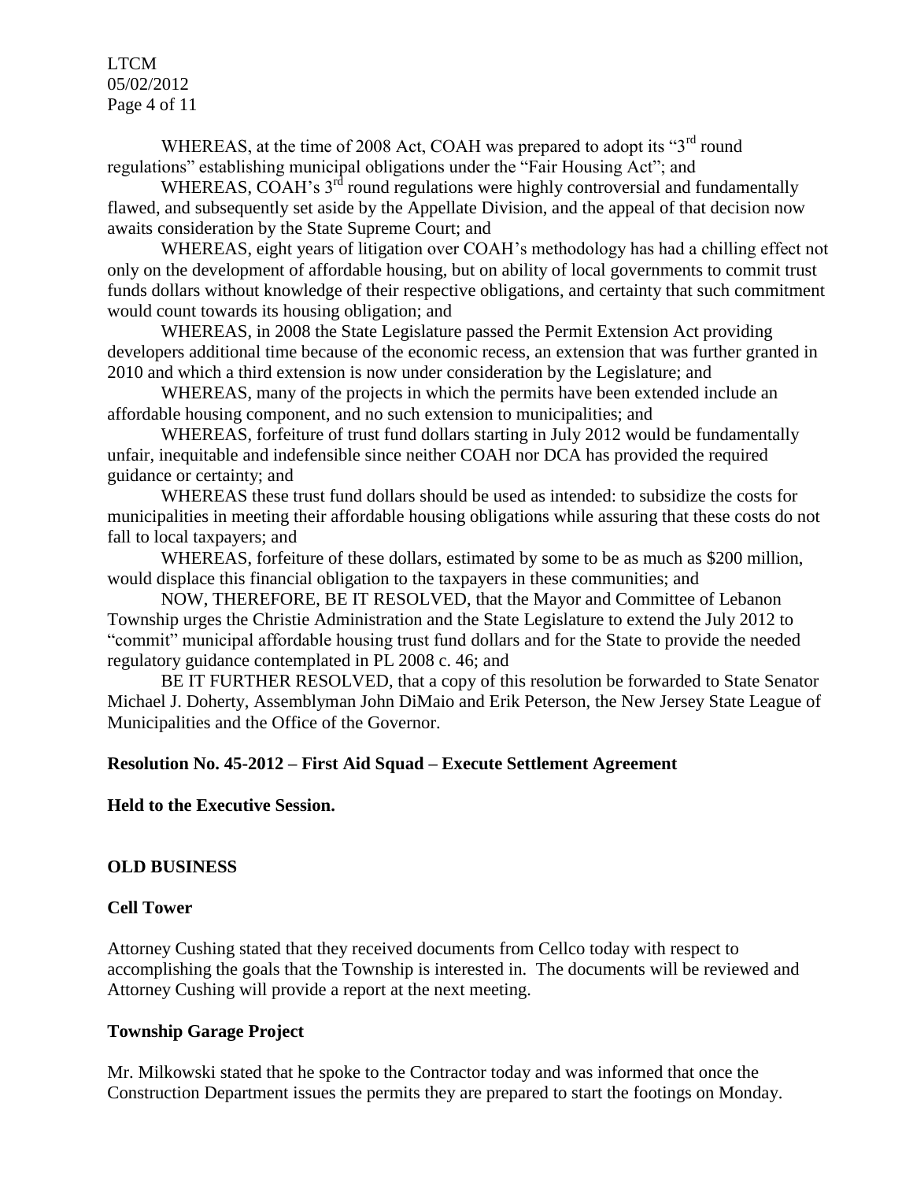WHEREAS, at the time of 2008 Act, COAH was prepared to adopt its "3rd round regulations" establishing municipal obligations under the "Fair Housing Act"; and

WHEREAS, COAH's 3rd round regulations were highly controversial and fundamentally flawed, and subsequently set aside by the Appellate Division, and the appeal of that decision now awaits consideration by the State Supreme Court; and

WHEREAS, eight years of litigation over COAH's methodology has had a chilling effect not only on the development of affordable housing, but on ability of local governments to commit trust funds dollars without knowledge of their respective obligations, and certainty that such commitment would count towards its housing obligation; and

WHEREAS, in 2008 the State Legislature passed the Permit Extension Act providing developers additional time because of the economic recess, an extension that was further granted in 2010 and which a third extension is now under consideration by the Legislature; and

WHEREAS, many of the projects in which the permits have been extended include an affordable housing component, and no such extension to municipalities; and

WHEREAS, forfeiture of trust fund dollars starting in July 2012 would be fundamentally unfair, inequitable and indefensible since neither COAH nor DCA has provided the required guidance or certainty; and

WHEREAS these trust fund dollars should be used as intended: to subsidize the costs for municipalities in meeting their affordable housing obligations while assuring that these costs do not fall to local taxpayers; and

WHEREAS, forfeiture of these dollars, estimated by some to be as much as $200 million, would displace this financial obligation to the taxpayers in these communities; and

NOW, THEREFORE, BE IT RESOLVED, that the Mayor and Committee of Lebanon Township urges the Christie Administration and the State Legislature to extend the July 2012 to "commit" municipal affordable housing trust fund dollars and for the State to provide the needed regulatory guidance contemplated in PL 2008 c. 46; and

BE IT FURTHER RESOLVED, that a copy of this resolution be forwarded to State Senator Michael J. Doherty, Assemblyman John DiMaio and Erik Peterson, the New Jersey State League of Municipalities and the Office of the Governor.

**Resolution No. 45-2012 – First Aid Squad – Execute Settlement Agreement**

**Held to the Executive Session.**

## OLD BUSINESS

### Cell Tower

Attorney Cushing stated that they received documents from Cellco today with respect to accomplishing the goals that the Township is interested in. The documents will be reviewed and Attorney Cushing will provide a report at the next meeting.

### Township Garage Project

Mr. Milkowski stated that he spoke to the Contractor today and was informed that once the Construction Department issues the permits they are prepared to start the footings on Monday.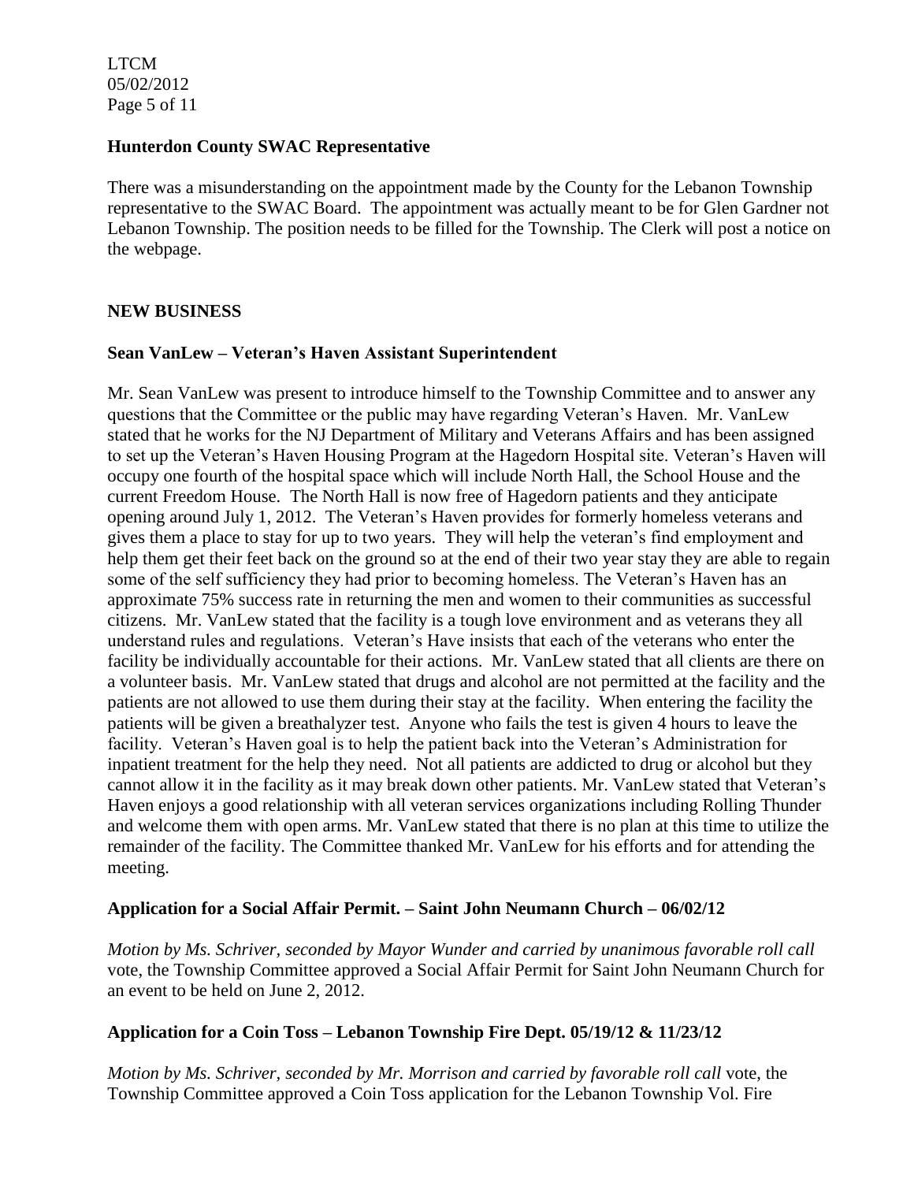**Hunterdon County SWAC Representative**

There was a misunderstanding on the appointment made by the County for the Lebanon Township representative to the SWAC Board. The appointment was actually meant to be for Glen Gardner not Lebanon Township. The position needs to be filled for the Township. The Clerk will post a notice on the webpage.

**NEW BUSINESS**

**Sean VanLew – Veteran's Haven Assistant Superintendent**

Mr. Sean VanLew was present to introduce himself to the Township Committee and to answer any questions that the Committee or the public may have regarding Veteran's Haven. Mr. VanLew stated that he works for the NJ Department of Military and Veterans Affairs and has been assigned to set up the Veteran's Haven Housing Program at the Hagedorn Hospital site. Veteran's Haven will occupy one fourth of the hospital space which will include North Hall, the School House and the current Freedom House. The North Hall is now free of Hagedorn patients and they anticipate opening around July 1, 2012. The Veteran's Haven provides for formerly homeless veterans and gives them a place to stay for up to two years. They will help the veteran's find employment and help them get their feet back on the ground so at the end of their two year stay they are able to regain some of the self sufficiency they had prior to becoming homeless. The Veteran's Haven has an approximate 75% success rate in returning the men and women to their communities as successful citizens. Mr. VanLew stated that the facility is a tough love environment and as veterans they all understand rules and regulations. Veteran's Have insists that each of the veterans who enter the facility be individually accountable for their actions. Mr. VanLew stated that all clients are there on a volunteer basis. Mr. VanLew stated that drugs and alcohol are not permitted at the facility and the patients are not allowed to use them during their stay at the facility. When entering the facility the patients will be given a breathalyzer test. Anyone who fails the test is given 4 hours to leave the facility. Veteran's Haven goal is to help the patient back into the Veteran's Administration for inpatient treatment for the help they need. Not all patients are addicted to drug or alcohol but they cannot allow it in the facility as it may break down other patients. Mr. VanLew stated that Veteran's Haven enjoys a good relationship with all veteran services organizations including Rolling Thunder and welcome them with open arms. Mr. VanLew stated that there is no plan at this time to utilize the remainder of the facility. The Committee thanked Mr. VanLew for his efforts and for attending the meeting.

**Application for a Social Affair Permit. – Saint John Neumann Church – 06/02/12**

*Motion by Ms. Schriver, seconded by Mayor Wunder and carried by unanimous favorable roll call* vote, the Township Committee approved a Social Affair Permit for Saint John Neumann Church for an event to be held on June 2, 2012.

**Application for a Coin Toss – Lebanon Township Fire Dept. 05/19/12 & 11/23/12**

*Motion by Ms. Schriver, seconded by Mr. Morrison and carried by favorable roll call* vote, the Township Committee approved a Coin Toss application for the Lebanon Township Vol. Fire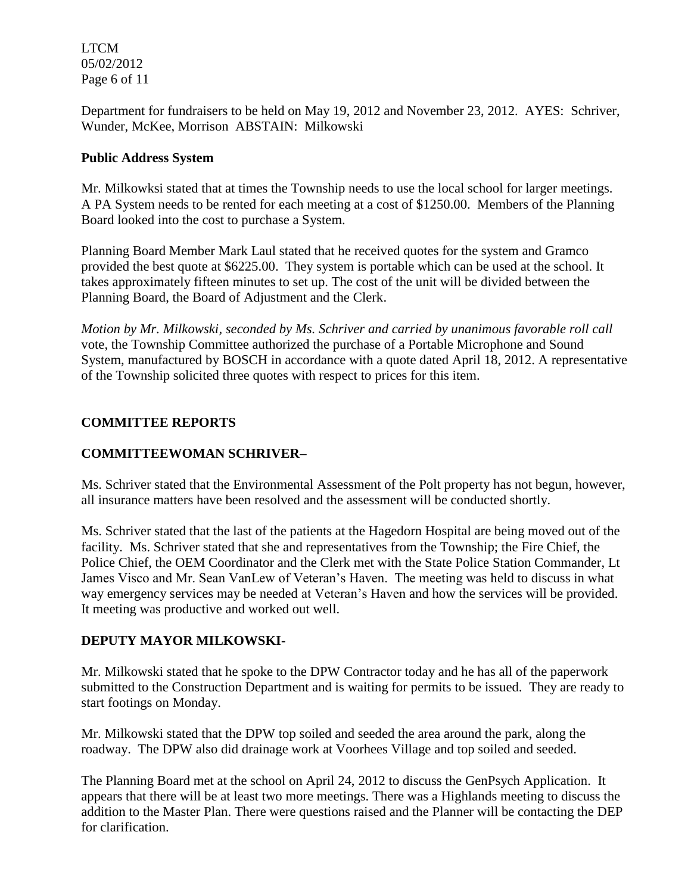Department for fundraisers to be held on May 19, 2012 and November 23, 2012. AYES: Schriver, Wunder, McKee, Morrison ABSTAIN: Milkowski

**Public Address System**

Mr. Milkowksi stated that at times the Township needs to use the local school for larger meetings. A PA System needs to be rented for each meeting at a cost of $1250.00. Members of the Planning Board looked into the cost to purchase a System.

Planning Board Member Mark Laul stated that he received quotes for the system and Gramco provided the best quote at $6225.00. They system is portable which can be used at the school. It takes approximately fifteen minutes to set up. The cost of the unit will be divided between the Planning Board, the Board of Adjustment and the Clerk.

*Motion by Mr. Milkowski, seconded by Ms. Schriver and carried by unanimous favorable roll call* vote, the Township Committee authorized the purchase of a Portable Microphone and Sound System, manufactured by BOSCH in accordance with a quote dated April 18, 2012. A representative of the Township solicited three quotes with respect to prices for this item.

**COMMITTEE REPORTS**

**COMMITTEEWOMAN SCHRIVER–**

Ms. Schriver stated that the Environmental Assessment of the Polt property has not begun, however, all insurance matters have been resolved and the assessment will be conducted shortly.

Ms. Schriver stated that the last of the patients at the Hagedorn Hospital are being moved out of the facility. Ms. Schriver stated that she and representatives from the Township; the Fire Chief, the Police Chief, the OEM Coordinator and the Clerk met with the State Police Station Commander, Lt James Visco and Mr. Sean VanLew of Veteran's Haven. The meeting was held to discuss in what way emergency services may be needed at Veteran's Haven and how the services will be provided. It meeting was productive and worked out well.

**DEPUTY MAYOR MILKOWSKI-**

Mr. Milkowski stated that he spoke to the DPW Contractor today and he has all of the paperwork submitted to the Construction Department and is waiting for permits to be issued. They are ready to start footings on Monday.

Mr. Milkowski stated that the DPW top soiled and seeded the area around the park, along the roadway. The DPW also did drainage work at Voorhees Village and top soiled and seeded.

The Planning Board met at the school on April 24, 2012 to discuss the GenPsych Application. It appears that there will be at least two more meetings. There was a Highlands meeting to discuss the addition to the Master Plan. There were questions raised and the Planner will be contacting the DEP for clarification.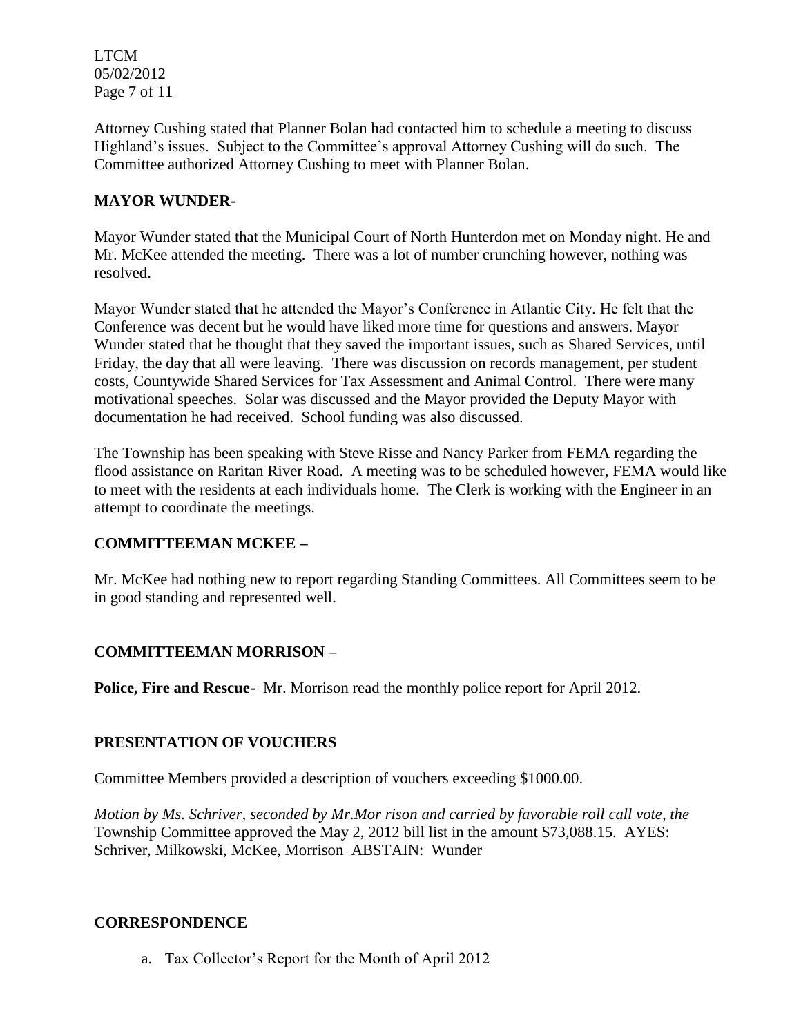Attorney Cushing stated that Planner Bolan had contacted him to schedule a meeting to discuss Highland's issues. Subject to the Committee's approval Attorney Cushing will do such. The Committee authorized Attorney Cushing to meet with Planner Bolan.

## MAYOR WUNDER-

Mayor Wunder stated that the Municipal Court of North Hunterdon met on Monday night. He and Mr. McKee attended the meeting. There was a lot of number crunching however, nothing was resolved.

Mayor Wunder stated that he attended the Mayor's Conference in Atlantic City. He felt that the Conference was decent but he would have liked more time for questions and answers. Mayor Wunder stated that he thought that they saved the important issues, such as Shared Services, until Friday, the day that all were leaving. There was discussion on records management, per student costs, Countywide Shared Services for Tax Assessment and Animal Control. There were many motivational speeches. Solar was discussed and the Mayor provided the Deputy Mayor with documentation he had received. School funding was also discussed.

The Township has been speaking with Steve Risse and Nancy Parker from FEMA regarding the flood assistance on Raritan River Road. A meeting was to be scheduled however, FEMA would like to meet with the residents at each individuals home. The Clerk is working with the Engineer in an attempt to coordinate the meetings.

## COMMITTEEMAN MCKEE –

Mr. McKee had nothing new to report regarding Standing Committees. All Committees seem to be in good standing and represented well.

## COMMITTEEMAN MORRISON –

**Police, Fire and Rescue-** Mr. Morrison read the monthly police report for April 2012.

## PRESENTATION OF VOUCHERS

Committee Members provided a description of vouchers exceeding $1000.00.

*Motion by Ms. Schriver, seconded by Mr.Mor rison and carried by favorable roll call vote, the* Township Committee approved the May 2, 2012 bill list in the amount $73,088.15. AYES: Schriver, Milkowski, McKee, Morrison ABSTAIN: Wunder

## CORRESPONDENCE

a. Tax Collector's Report for the Month of April 2012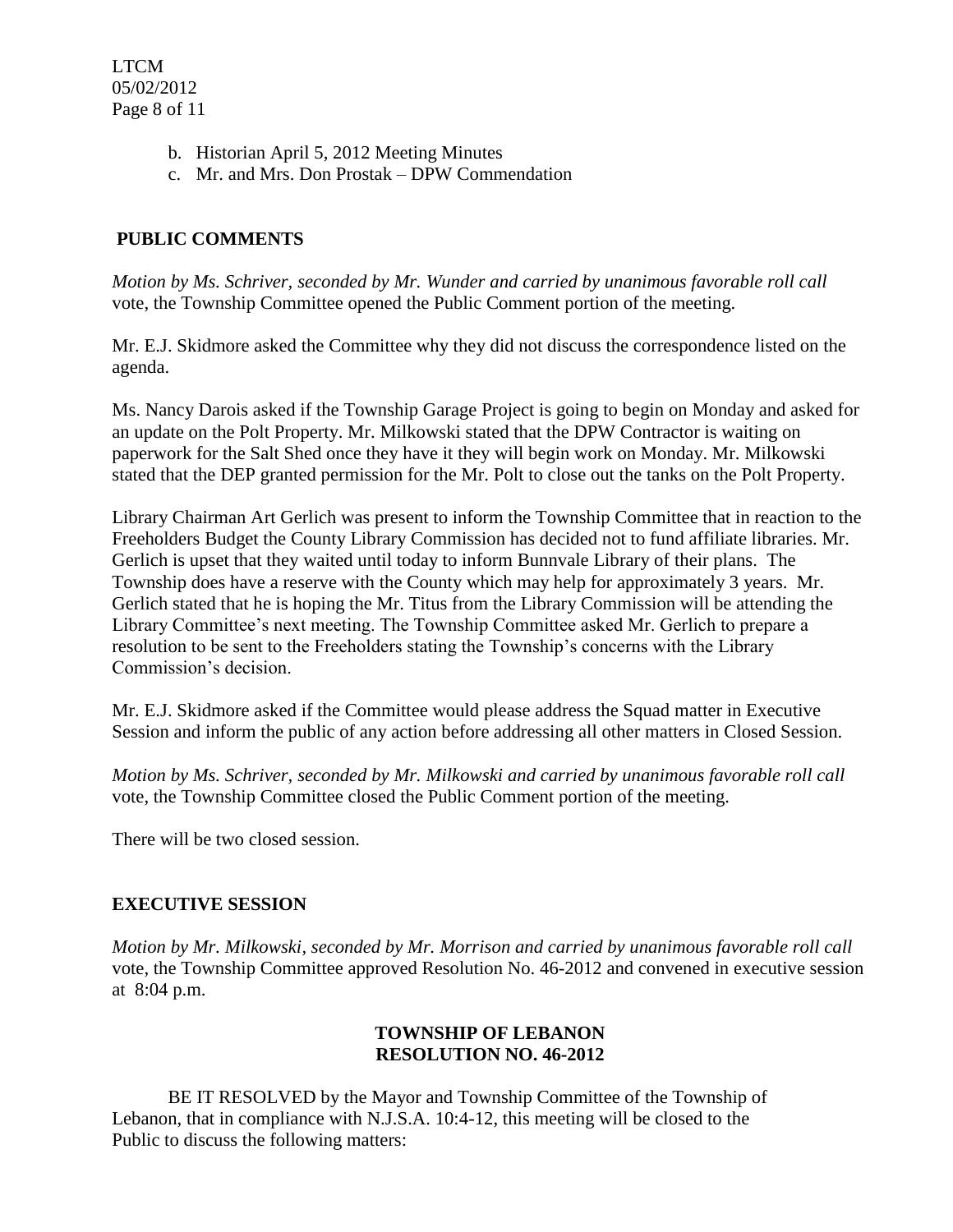b. Historian April 5, 2012 Meeting Minutes
c. Mr. and Mrs. Don Prostak – DPW Commendation

## PUBLIC COMMENTS

*Motion by Ms. Schriver, seconded by Mr. Wunder and carried by unanimous favorable roll call* vote, the Township Committee opened the Public Comment portion of the meeting.

Mr. E.J. Skidmore asked the Committee why they did not discuss the correspondence listed on the agenda.

Ms. Nancy Darois asked if the Township Garage Project is going to begin on Monday and asked for an update on the Polt Property. Mr. Milkowski stated that the DPW Contractor is waiting on paperwork for the Salt Shed once they have it they will begin work on Monday. Mr. Milkowski stated that the DEP granted permission for the Mr. Polt to close out the tanks on the Polt Property.

Library Chairman Art Gerlich was present to inform the Township Committee that in reaction to the Freeholders Budget the County Library Commission has decided not to fund affiliate libraries. Mr. Gerlich is upset that they waited until today to inform Bunnvale Library of their plans. The Township does have a reserve with the County which may help for approximately 3 years. Mr. Gerlich stated that he is hoping the Mr. Titus from the Library Commission will be attending the Library Committee's next meeting. The Township Committee asked Mr. Gerlich to prepare a resolution to be sent to the Freeholders stating the Township's concerns with the Library Commission's decision.

Mr. E.J. Skidmore asked if the Committee would please address the Squad matter in Executive Session and inform the public of any action before addressing all other matters in Closed Session.

*Motion by Ms. Schriver, seconded by Mr. Milkowski and carried by unanimous favorable roll call* vote, the Township Committee closed the Public Comment portion of the meeting.

There will be two closed session.

## EXECUTIVE SESSION

*Motion by Mr. Milkowski, seconded by Mr. Morrison and carried by unanimous favorable roll call* vote, the Township Committee approved Resolution No. 46-2012 and convened in executive session at 8:04 p.m.

**TOWNSHIP OF LEBANON**
**RESOLUTION NO. 46-2012**

BE IT RESOLVED by the Mayor and Township Committee of the Township of Lebanon, that in compliance with N.J.S.A. 10:4-12, this meeting will be closed to the Public to discuss the following matters: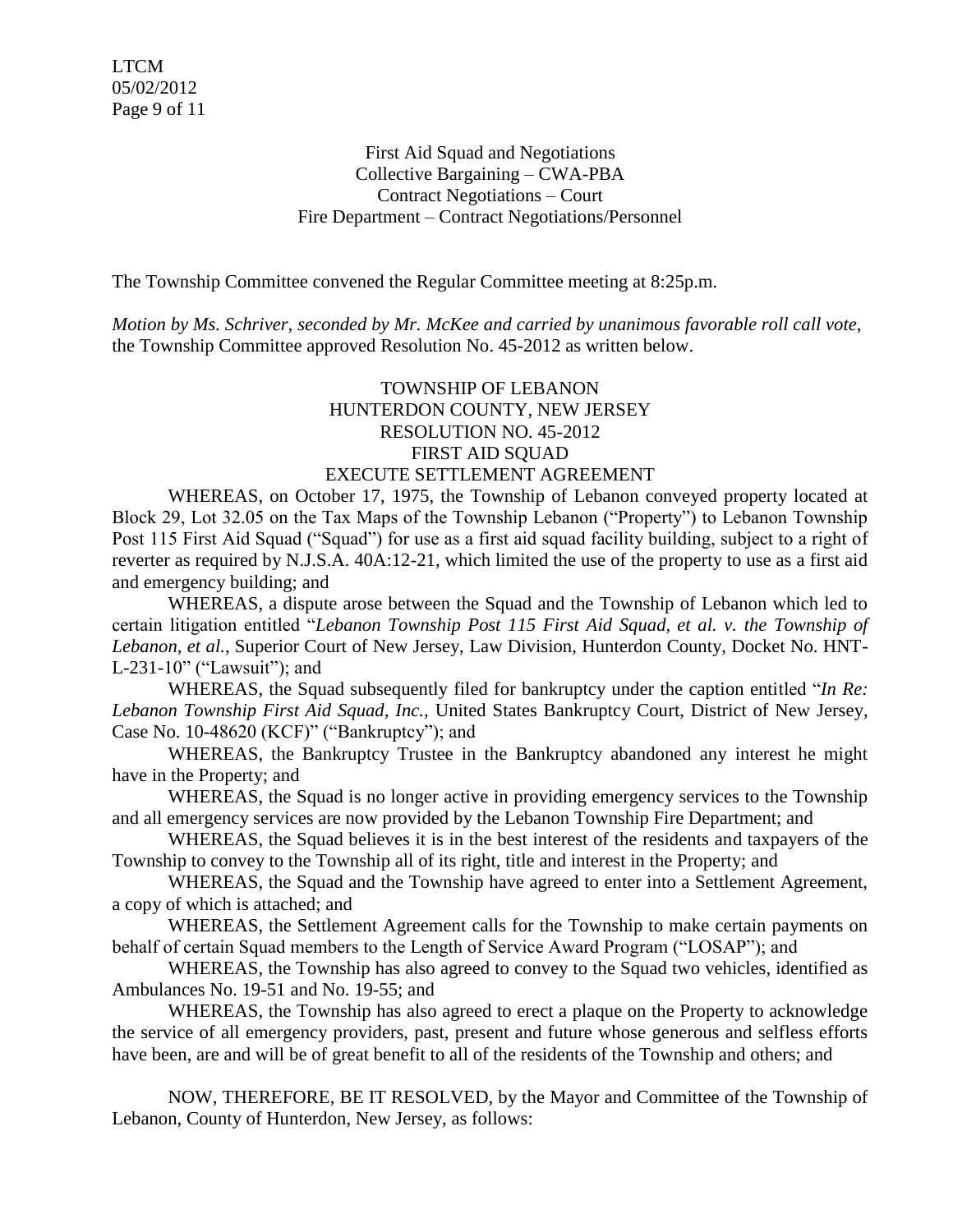First Aid Squad and Negotiations
Collective Bargaining – CWA-PBA
Contract Negotiations – Court
Fire Department – Contract Negotiations/Personnel

The Township Committee convened the Regular Committee meeting at 8:25p.m.

*Motion by Ms. Schriver, seconded by Mr. McKee and carried by unanimous favorable roll call vote*, the Township Committee approved Resolution No. 45-2012 as written below.

TOWNSHIP OF LEBANON
HUNTERDON COUNTY, NEW JERSEY
RESOLUTION NO. 45-2012
FIRST AID SQUAD
EXECUTE SETTLEMENT AGREEMENT

WHEREAS, on October 17, 1975, the Township of Lebanon conveyed property located at Block 29, Lot 32.05 on the Tax Maps of the Township Lebanon ("Property") to Lebanon Township Post 115 First Aid Squad ("Squad") for use as a first aid squad facility building, subject to a right of reverter as required by N.J.S.A. 40A:12-21, which limited the use of the property to use as a first aid and emergency building; and

WHEREAS, a dispute arose between the Squad and the Township of Lebanon which led to certain litigation entitled "*Lebanon Township Post 115 First Aid Squad, et al. v. the Township of Lebanon, et al.*, Superior Court of New Jersey, Law Division, Hunterdon County, Docket No. HNT-L-231-10" ("Lawsuit"); and

WHEREAS, the Squad subsequently filed for bankruptcy under the caption entitled "*In Re: Lebanon Township First Aid Squad, Inc.*, United States Bankruptcy Court, District of New Jersey, Case No. 10-48620 (KCF)" ("Bankruptcy"); and

WHEREAS, the Bankruptcy Trustee in the Bankruptcy abandoned any interest he might have in the Property; and

WHEREAS, the Squad is no longer active in providing emergency services to the Township and all emergency services are now provided by the Lebanon Township Fire Department; and

WHEREAS, the Squad believes it is in the best interest of the residents and taxpayers of the Township to convey to the Township all of its right, title and interest in the Property; and

WHEREAS, the Squad and the Township have agreed to enter into a Settlement Agreement, a copy of which is attached; and

WHEREAS, the Settlement Agreement calls for the Township to make certain payments on behalf of certain Squad members to the Length of Service Award Program ("LOSAP"); and

WHEREAS, the Township has also agreed to convey to the Squad two vehicles, identified as Ambulances No. 19-51 and No. 19-55; and

WHEREAS, the Township has also agreed to erect a plaque on the Property to acknowledge the service of all emergency providers, past, present and future whose generous and selfless efforts have been, are and will be of great benefit to all of the residents of the Township and others; and

NOW, THEREFORE, BE IT RESOLVED, by the Mayor and Committee of the Township of Lebanon, County of Hunterdon, New Jersey, as follows: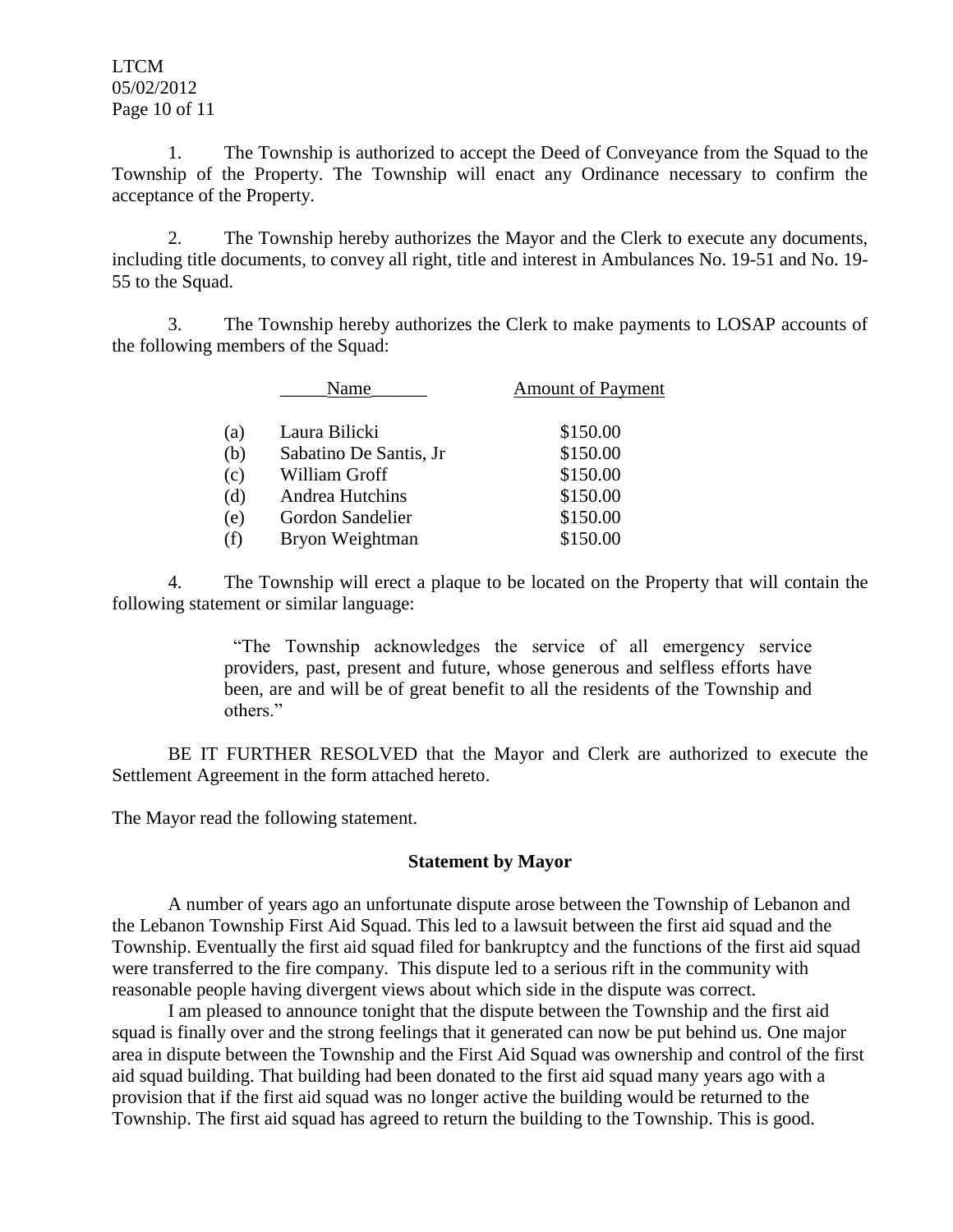1. The Township is authorized to accept the Deed of Conveyance from the Squad to the Township of the Property. The Township will enact any Ordinance necessary to confirm the acceptance of the Property.

2. The Township hereby authorizes the Mayor and the Clerk to execute any documents, including title documents, to convey all right, title and interest in Ambulances No. 19-51 and No. 19-55 to the Squad.

3. The Township hereby authorizes the Clerk to make payments to LOSAP accounts of the following members of the Squad:

| | Name | Amount of Payment |
|---|---|---|
| (a) | Laura Bilicki | $150.00 |
| (b) | Sabatino De Santis, Jr | $150.00 |
| (c) | William Groff | $150.00 |
| (d) | Andrea Hutchins | $150.00 |
| (e) | Gordon Sandelier | $150.00 |
| (f) | Bryon Weightman | $150.00 |

4. The Township will erect a plaque to be located on the Property that will contain the following statement or similar language:

> "The Township acknowledges the service of all emergency service providers, past, present and future, whose generous and selfless efforts have been, are and will be of great benefit to all the residents of the Township and others."

BE IT FURTHER RESOLVED that the Mayor and Clerk are authorized to execute the Settlement Agreement in the form attached hereto.

The Mayor read the following statement.

**Statement by Mayor**

A number of years ago an unfortunate dispute arose between the Township of Lebanon and the Lebanon Township First Aid Squad. This led to a lawsuit between the first aid squad and the Township. Eventually the first aid squad filed for bankruptcy and the functions of the first aid squad were transferred to the fire company. This dispute led to a serious rift in the community with reasonable people having divergent views about which side in the dispute was correct.

I am pleased to announce tonight that the dispute between the Township and the first aid squad is finally over and the strong feelings that it generated can now be put behind us. One major area in dispute between the Township and the First Aid Squad was ownership and control of the first aid squad building. That building had been donated to the first aid squad many years ago with a provision that if the first aid squad was no longer active the building would be returned to the Township. The first aid squad has agreed to return the building to the Township. This is good.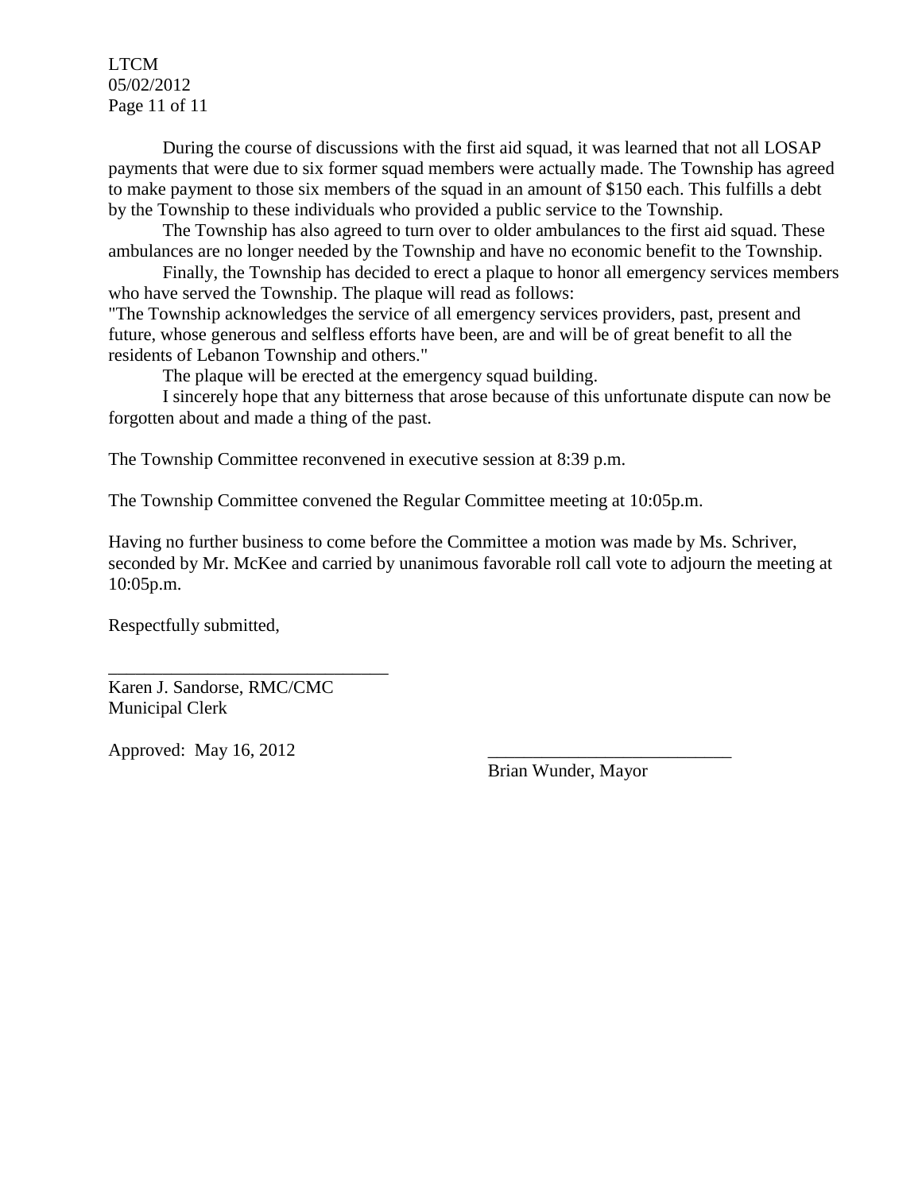During the course of discussions with the first aid squad, it was learned that not all LOSAP payments that were due to six former squad members were actually made. The Township has agreed to make payment to those six members of the squad in an amount of $150 each. This fulfills a debt by the Township to these individuals who provided a public service to the Township.

The Township has also agreed to turn over to older ambulances to the first aid squad. These ambulances are no longer needed by the Township and have no economic benefit to the Township.

Finally, the Township has decided to erect a plaque to honor all emergency services members who have served the Township. The plaque will read as follows:

"The Township acknowledges the service of all emergency services providers, past, present and future, whose generous and selfless efforts have been, are and will be of great benefit to all the residents of Lebanon Township and others."

The plaque will be erected at the emergency squad building.

I sincerely hope that any bitterness that arose because of this unfortunate dispute can now be forgotten about and made a thing of the past.

The Township Committee reconvened in executive session at 8:39 p.m.

The Township Committee convened the Regular Committee meeting at 10:05p.m.

Having no further business to come before the Committee a motion was made by Ms. Schriver, seconded by Mr. McKee and carried by unanimous favorable roll call vote to adjourn the meeting at 10:05p.m.

Respectfully submitted,

______________________________
Karen J. Sandorse, RMC/CMC
Municipal Clerk

Approved: May 16, 2012

______________________________
Brian Wunder, Mayor